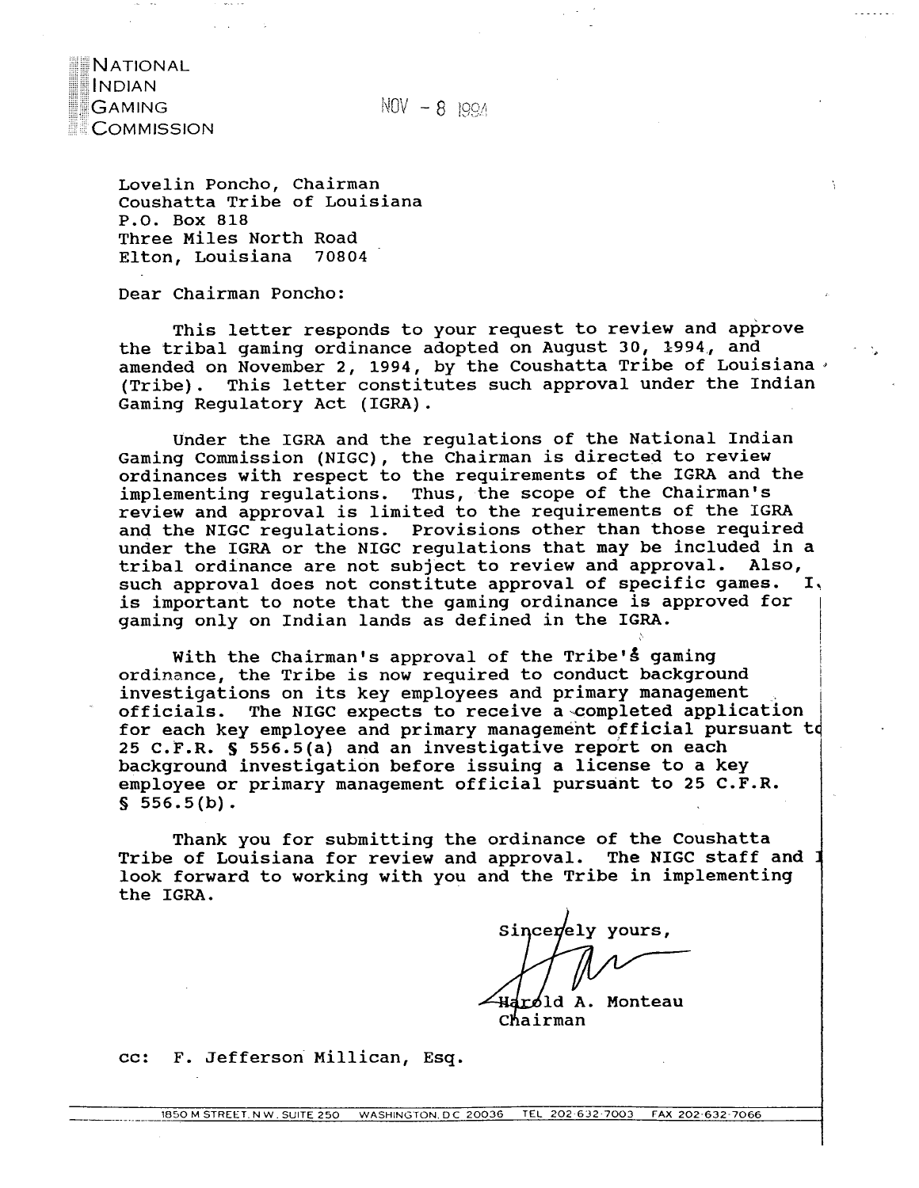NATIONAL
INDIAN
GAMING
COMMISSION

NOV - 8 1994

Lovelin Poncho, Chairman
Coushatta Tribe of Louisiana
P.O. Box 818
Three Miles North Road
Elton, Louisiana 70804

Dear Chairman Poncho:

This letter responds to your request to review and approve the tribal gaming ordinance adopted on August 30, 1994, and amended on November 2, 1994, by the Coushatta Tribe of Louisiana (Tribe). This letter constitutes such approval under the Indian Gaming Regulatory Act (IGRA).

Under the IGRA and the regulations of the National Indian Gaming Commission (NIGC), the Chairman is directed to review ordinances with respect to the requirements of the IGRA and the implementing regulations. Thus, the scope of the Chairman's review and approval is limited to the requirements of the IGRA and the NIGC regulations. Provisions other than those required under the IGRA or the NIGC regulations that may be included in a tribal ordinance are not subject to review and approval. Also, such approval does not constitute approval of specific games. It is important to note that the gaming ordinance is approved for gaming only on Indian lands as defined in the IGRA.

With the Chairman's approval of the Tribe's gaming ordinance, the Tribe is now required to conduct background investigations on its key employees and primary management officials. The NIGC expects to receive a completed application for each key employee and primary management official pursuant to 25 C.F.R. § 556.5(a) and an investigative report on each background investigation before issuing a license to a key employee or primary management official pursuant to 25 C.F.R. § 556.5(b).

Thank you for submitting the ordinance of the Coushatta Tribe of Louisiana for review and approval. The NIGC staff and I look forward to working with you and the Tribe in implementing the IGRA.

Sincerely yours,

Harold A. Monteau
Chairman

cc: F. Jefferson Millican, Esq.

1850 M STREET, N.W., SUITE 250 WASHINGTON, D.C. 20036 TEL 202-632-7003 FAX 202-632-7066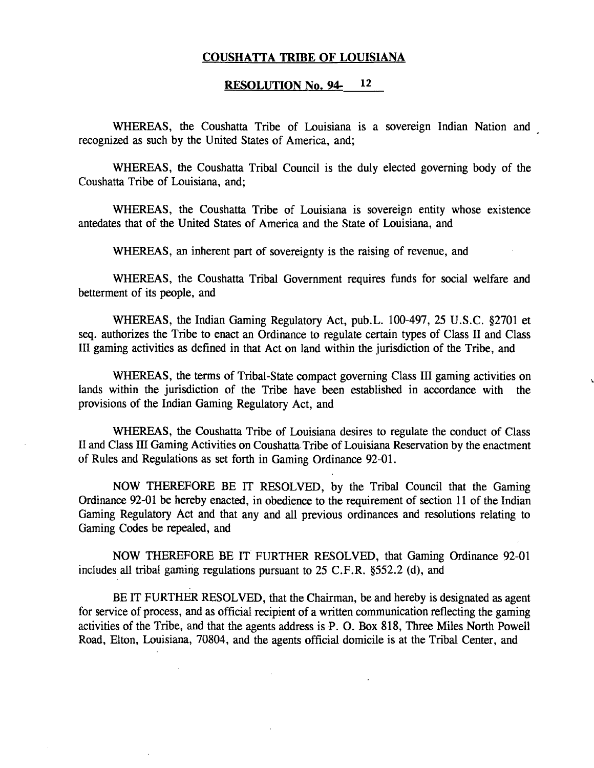## COUSHATTA TRIBE OF LOUISIANA

## RESOLUTION No. 94- 12

WHEREAS, the Coushatta Tribe of Louisiana is a sovereign Indian Nation and recognized as such by the United States of America, and;

WHEREAS, the Coushatta Tribal Council is the duly elected governing body of the Coushatta Tribe of Louisiana, and;

WHEREAS, the Coushatta Tribe of Louisiana is sovereign entity whose existence antedates that of the United States of America and the State of Louisiana, and

WHEREAS, an inherent part of sovereignty is the raising of revenue, and

WHEREAS, the Coushatta Tribal Government requires funds for social welfare and betterment of its people, and

WHEREAS, the Indian Gaming Regulatory Act, pub.L. 100-497, 25 U.S.C. §2701 et seq. authorizes the Tribe to enact an Ordinance to regulate certain types of Class II and Class III gaming activities as defined in that Act on land within the jurisdiction of the Tribe, and

WHEREAS, the terms of Tribal-State compact governing Class III gaming activities on lands within the jurisdiction of the Tribe have been established in accordance with the provisions of the Indian Gaming Regulatory Act, and

WHEREAS, the Coushatta Tribe of Louisiana desires to regulate the conduct of Class II and Class III Gaming Activities on Coushatta Tribe of Louisiana Reservation by the enactment of Rules and Regulations as set forth in Gaming Ordinance 92-01.

NOW THEREFORE BE IT RESOLVED, by the Tribal Council that the Gaming Ordinance 92-01 be hereby enacted, in obedience to the requirement of section 11 of the Indian Gaming Regulatory Act and that any and all previous ordinances and resolutions relating to Gaming Codes be repealed, and

NOW THEREFORE BE IT FURTHER RESOLVED, that Gaming Ordinance 92-01 includes all tribal gaming regulations pursuant to 25 C.F.R. §552.2 (d), and

BE IT FURTHER RESOLVED, that the Chairman, be and hereby is designated as agent for service of process, and as official recipient of a written communication reflecting the gaming activities of the Tribe, and that the agents address is P. O. Box 818, Three Miles North Powell Road, Elton, Louisiana, 70804, and the agents official domicile is at the Tribal Center, and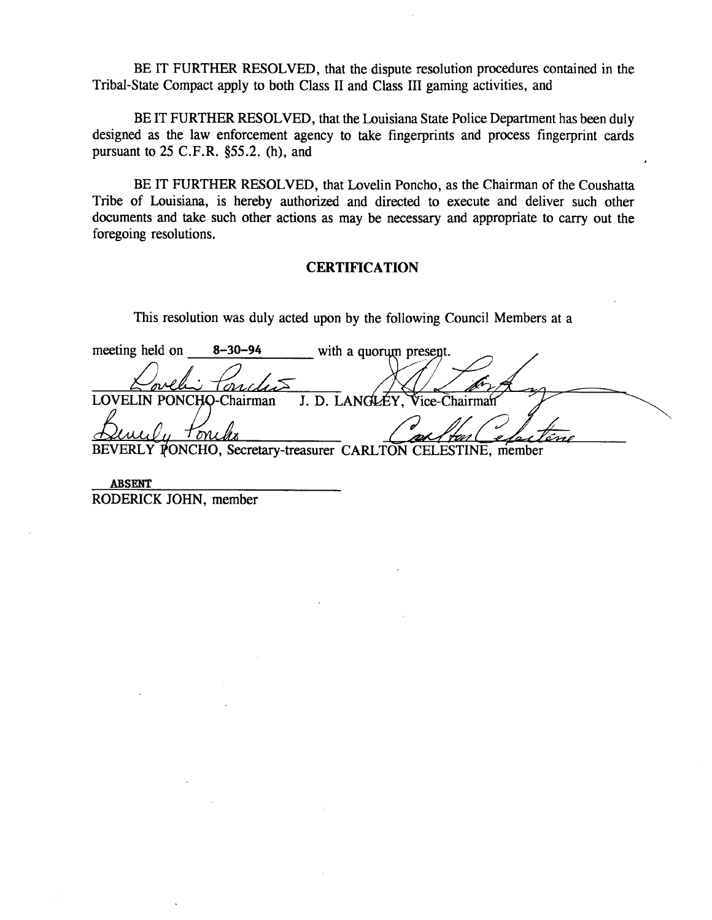BE IT FURTHER RESOLVED, that the dispute resolution procedures contained in the Tribal-State Compact apply to both Class II and Class III gaming activities, and

BE IT FURTHER RESOLVED, that the Louisiana State Police Department has been duly designed as the law enforcement agency to take fingerprints and process fingerprint cards pursuant to 25 C.F.R. §55.2. (h), and

BE IT FURTHER RESOLVED, that Lovelin Poncho, as the Chairman of the Coushatta Tribe of Louisiana, is hereby authorized and directed to execute and deliver such other documents and take such other actions as may be necessary and appropriate to carry out the foregoing resolutions.

## CERTIFICATION

This resolution was duly acted upon by the following Council Members at a

meeting held on 8-30-94 with a quorum present.

LOVELIN PONCHO-Chairman J. D. LANGLEY, Vice-Chairman

BEVERLY PONCHO, Secretary-treasurer CARLTON CELESTINE, member

ABSENT
RODERICK JOHN, member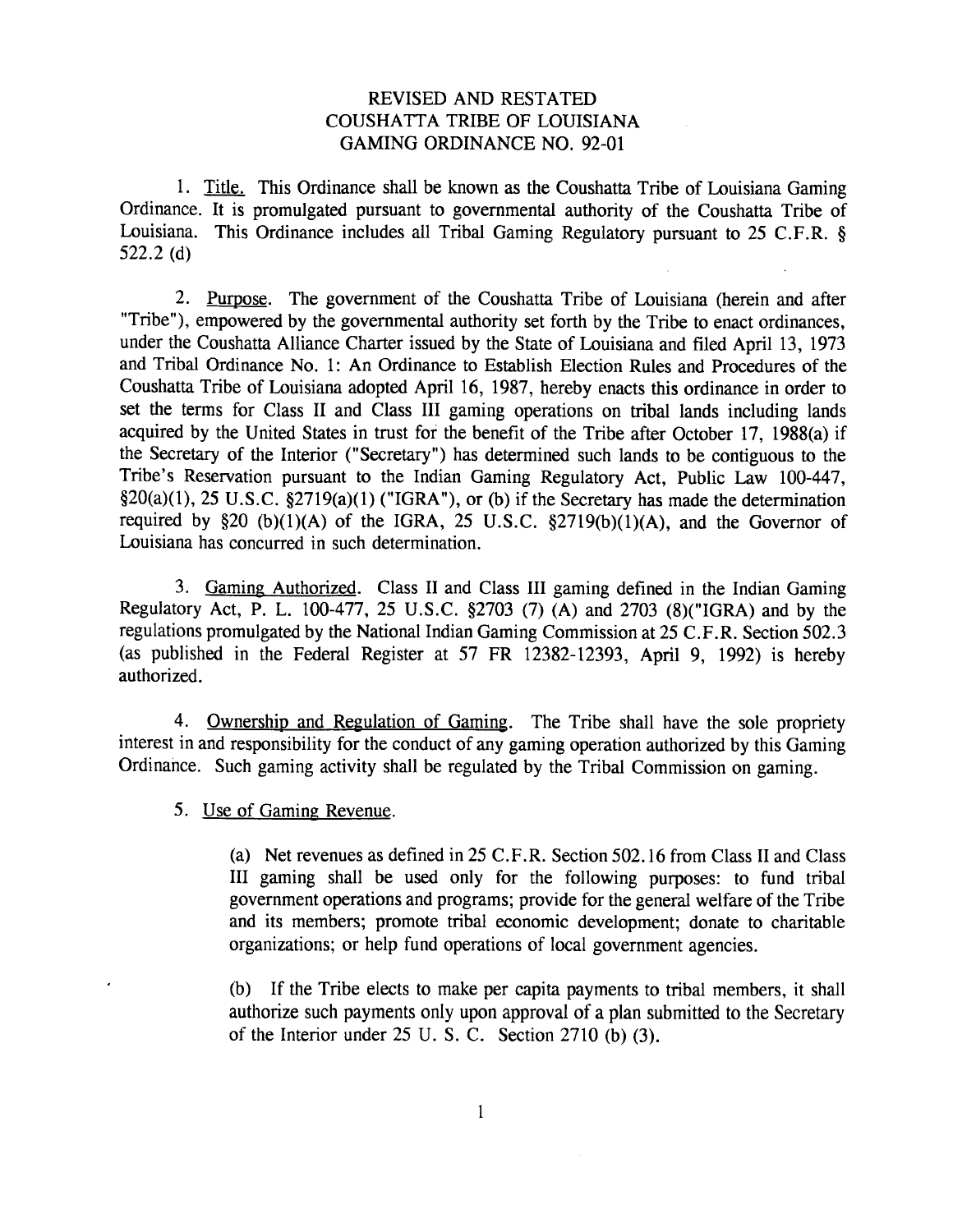# REVISED AND RESTATED COUSHATTA TRIBE OF LOUISIANA GAMING ORDINANCE NO. 92-01

1. Title. This Ordinance shall be known as the Coushatta Tribe of Louisiana Gaming Ordinance. It is promulgated pursuant to governmental authority of the Coushatta Tribe of Louisiana. This Ordinance includes all Tribal Gaming Regulatory pursuant to 25 C.F.R. § 522.2 (d)

2. Purpose. The government of the Coushatta Tribe of Louisiana (herein and after "Tribe"), empowered by the governmental authority set forth by the Tribe to enact ordinances, under the Coushatta Alliance Charter issued by the State of Louisiana and filed April 13, 1973 and Tribal Ordinance No. 1: An Ordinance to Establish Election Rules and Procedures of the Coushatta Tribe of Louisiana adopted April 16, 1987, hereby enacts this ordinance in order to set the terms for Class II and Class III gaming operations on tribal lands including lands acquired by the United States in trust for the benefit of the Tribe after October 17, 1988(a) if the Secretary of the Interior ("Secretary") has determined such lands to be contiguous to the Tribe's Reservation pursuant to the Indian Gaming Regulatory Act, Public Law 100-447, §20(a)(1), 25 U.S.C. §2719(a)(1) ("IGRA"), or (b) if the Secretary has made the determination required by §20 (b)(1)(A) of the IGRA, 25 U.S.C. §2719(b)(1)(A), and the Governor of Louisiana has concurred in such determination.

3. Gaming Authorized. Class II and Class III gaming defined in the Indian Gaming Regulatory Act, P. L. 100-477, 25 U.S.C. §2703 (7) (A) and 2703 (8)("IGRA) and by the regulations promulgated by the National Indian Gaming Commission at 25 C.F.R. Section 502.3 (as published in the Federal Register at 57 FR 12382-12393, April 9, 1992) is hereby authorized.

4. Ownership and Regulation of Gaming. The Tribe shall have the sole propriety interest in and responsibility for the conduct of any gaming operation authorized by this Gaming Ordinance. Such gaming activity shall be regulated by the Tribal Commission on gaming.

5. Use of Gaming Revenue.

(a) Net revenues as defined in 25 C.F.R. Section 502.16 from Class II and Class III gaming shall be used only for the following purposes: to fund tribal government operations and programs; provide for the general welfare of the Tribe and its members; promote tribal economic development; donate to charitable organizations; or help fund operations of local government agencies.

(b) If the Tribe elects to make per capita payments to tribal members, it shall authorize such payments only upon approval of a plan submitted to the Secretary of the Interior under 25 U. S. C. Section 2710 (b) (3).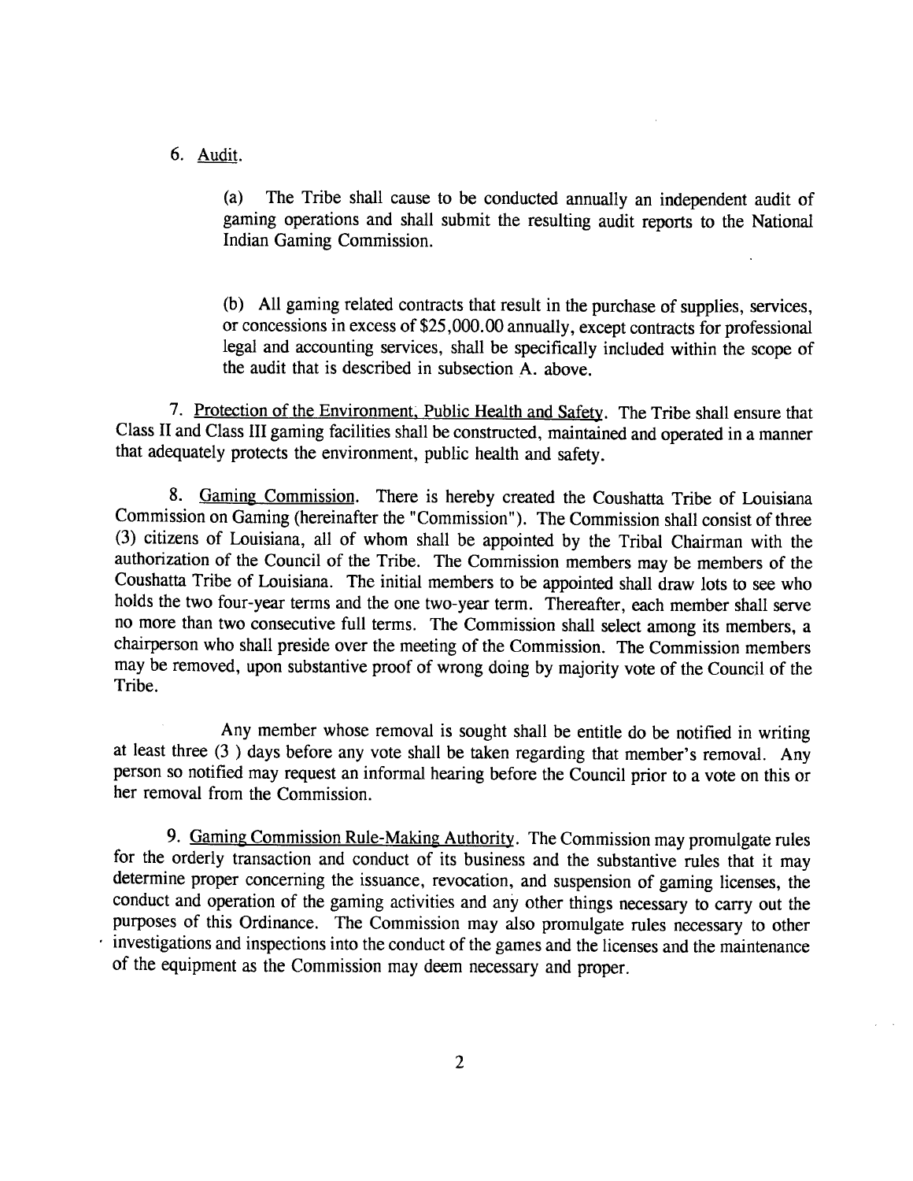6. Audit.

(a) The Tribe shall cause to be conducted annually an independent audit of gaming operations and shall submit the resulting audit reports to the National Indian Gaming Commission.

(b) All gaming related contracts that result in the purchase of supplies, services, or concessions in excess of $25,000.00 annually, except contracts for professional legal and accounting services, shall be specifically included within the scope of the audit that is described in subsection A. above.

7. Protection of the Environment, Public Health and Safety. The Tribe shall ensure that Class II and Class III gaming facilities shall be constructed, maintained and operated in a manner that adequately protects the environment, public health and safety.

8. Gaming Commission. There is hereby created the Coushatta Tribe of Louisiana Commission on Gaming (hereinafter the "Commission"). The Commission shall consist of three (3) citizens of Louisiana, all of whom shall be appointed by the Tribal Chairman with the authorization of the Council of the Tribe. The Commission members may be members of the Coushatta Tribe of Louisiana. The initial members to be appointed shall draw lots to see who holds the two four-year terms and the one two-year term. Thereafter, each member shall serve no more than two consecutive full terms. The Commission shall select among its members, a chairperson who shall preside over the meeting of the Commission. The Commission members may be removed, upon substantive proof of wrong doing by majority vote of the Council of the Tribe.

Any member whose removal is sought shall be entitle do be notified in writing at least three (3 ) days before any vote shall be taken regarding that member's removal. Any person so notified may request an informal hearing before the Council prior to a vote on this or her removal from the Commission.

9. Gaming Commission Rule-Making Authority. The Commission may promulgate rules for the orderly transaction and conduct of its business and the substantive rules that it may determine proper concerning the issuance, revocation, and suspension of gaming licenses, the conduct and operation of the gaming activities and any other things necessary to carry out the purposes of this Ordinance. The Commission may also promulgate rules necessary to other investigations and inspections into the conduct of the games and the licenses and the maintenance of the equipment as the Commission may deem necessary and proper.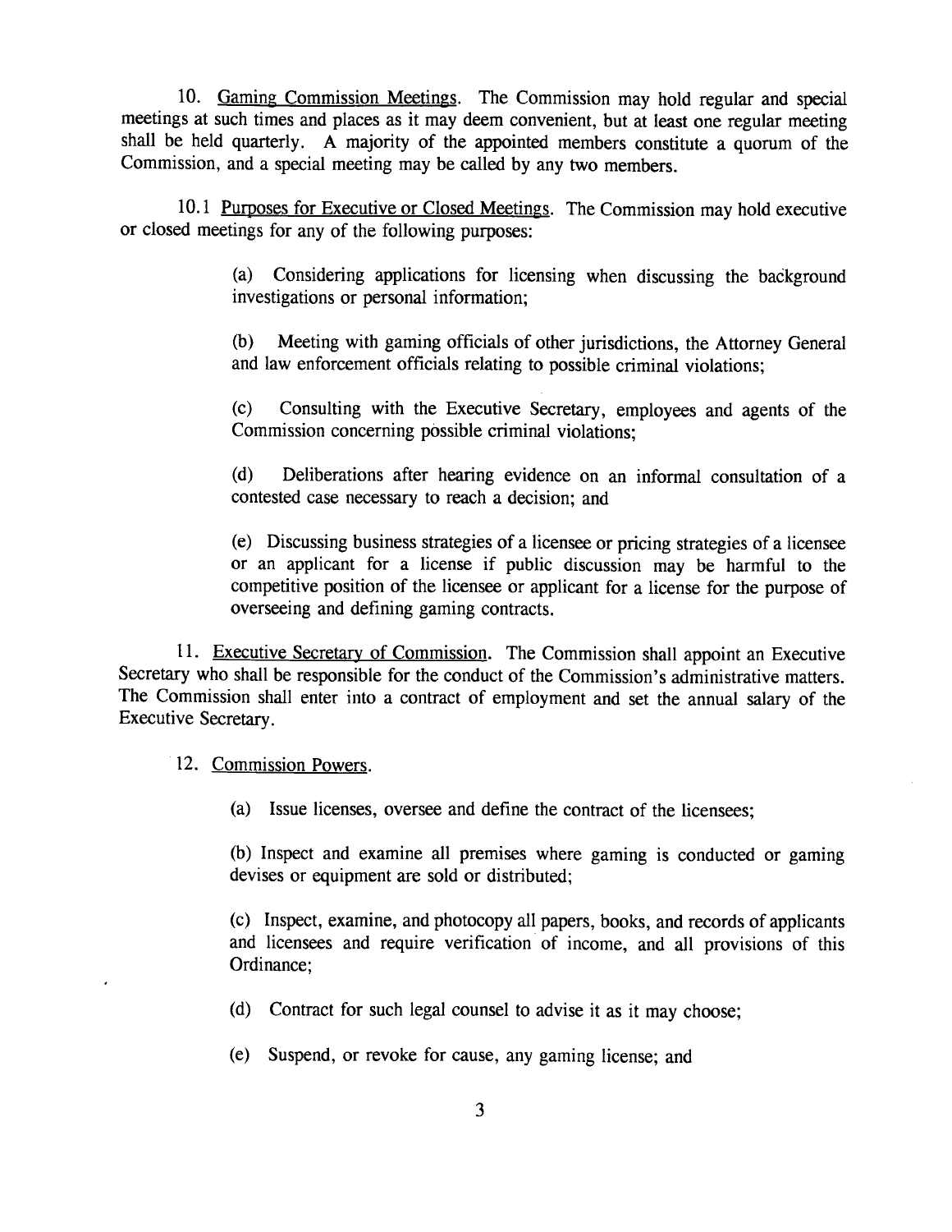10. <u>Gaming Commission Meetings</u>. The Commission may hold regular and special meetings at such times and places as it may deem convenient, but at least one regular meeting shall be held quarterly. A majority of the appointed members constitute a quorum of the Commission, and a special meeting may be called by any two members.

10.1 <u>Purposes for Executive or Closed Meetings</u>. The Commission may hold executive or closed meetings for any of the following purposes:

> (a) Considering applications for licensing when discussing the background investigations or personal information;
>
> (b) Meeting with gaming officials of other jurisdictions, the Attorney General and law enforcement officials relating to possible criminal violations;
>
> (c) Consulting with the Executive Secretary, employees and agents of the Commission concerning possible criminal violations;
>
> (d) Deliberations after hearing evidence on an informal consultation of a contested case necessary to reach a decision; and
>
> (e) Discussing business strategies of a licensee or pricing strategies of a licensee or an applicant for a license if public discussion may be harmful to the competitive position of the licensee or applicant for a license for the purpose of overseeing and defining gaming contracts.

11. <u>Executive Secretary of Commission</u>. The Commission shall appoint an Executive Secretary who shall be responsible for the conduct of the Commission's administrative matters. The Commission shall enter into a contract of employment and set the annual salary of the Executive Secretary.

12. <u>Commission Powers</u>.

> (a) Issue licenses, oversee and define the contract of the licensees;
>
> (b) Inspect and examine all premises where gaming is conducted or gaming devises or equipment are sold or distributed;
>
> (c) Inspect, examine, and photocopy all papers, books, and records of applicants and licensees and require verification of income, and all provisions of this Ordinance;
>
> (d) Contract for such legal counsel to advise it as it may choose;
>
> (e) Suspend, or revoke for cause, any gaming license; and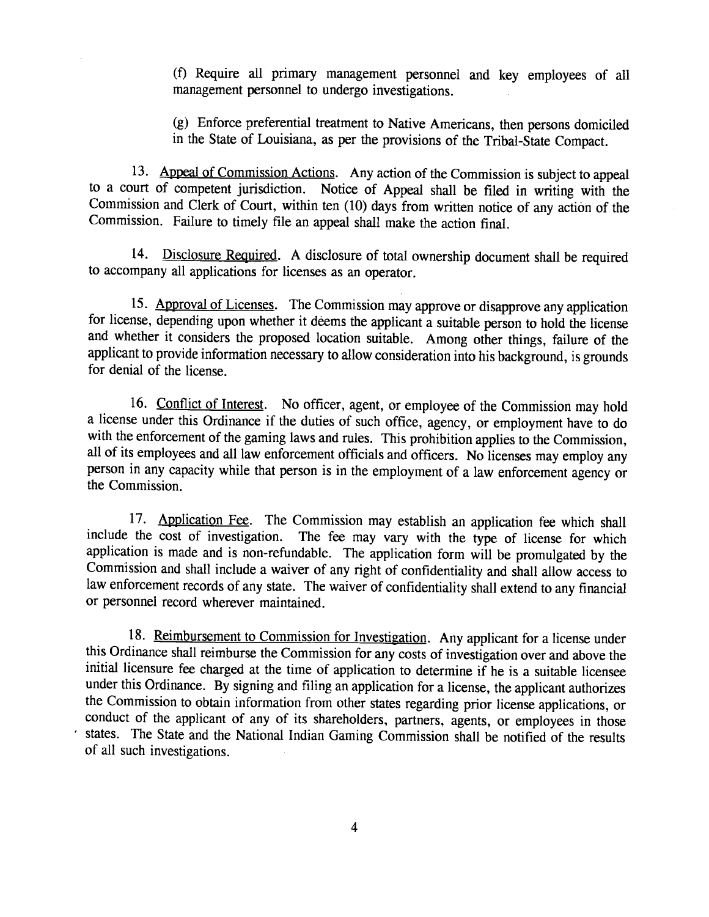(f) Require all primary management personnel and key employees of all management personnel to undergo investigations.

(g) Enforce preferential treatment to Native Americans, then persons domiciled in the State of Louisiana, as per the provisions of the Tribal-State Compact.

13. Appeal of Commission Actions. Any action of the Commission is subject to appeal to a court of competent jurisdiction. Notice of Appeal shall be filed in writing with the Commission and Clerk of Court, within ten (10) days from written notice of any action of the Commission. Failure to timely file an appeal shall make the action final.

14. Disclosure Required. A disclosure of total ownership document shall be required to accompany all applications for licenses as an operator.

15. Approval of Licenses. The Commission may approve or disapprove any application for license, depending upon whether it deems the applicant a suitable person to hold the license and whether it considers the proposed location suitable. Among other things, failure of the applicant to provide information necessary to allow consideration into his background, is grounds for denial of the license.

16. Conflict of Interest. No officer, agent, or employee of the Commission may hold a license under this Ordinance if the duties of such office, agency, or employment have to do with the enforcement of the gaming laws and rules. This prohibition applies to the Commission, all of its employees and all law enforcement officials and officers. No licenses may employ any person in any capacity while that person is in the employment of a law enforcement agency or the Commission.

17. Application Fee. The Commission may establish an application fee which shall include the cost of investigation. The fee may vary with the type of license for which application is made and is non-refundable. The application form will be promulgated by the Commission and shall include a waiver of any right of confidentiality and shall allow access to law enforcement records of any state. The waiver of confidentiality shall extend to any financial or personnel record wherever maintained.

18. Reimbursement to Commission for Investigation. Any applicant for a license under this Ordinance shall reimburse the Commission for any costs of investigation over and above the initial licensure fee charged at the time of application to determine if he is a suitable licensee under this Ordinance. By signing and filing an application for a license, the applicant authorizes the Commission to obtain information from other states regarding prior license applications, or conduct of the applicant of any of its shareholders, partners, agents, or employees in those states. The State and the National Indian Gaming Commission shall be notified of the results of all such investigations.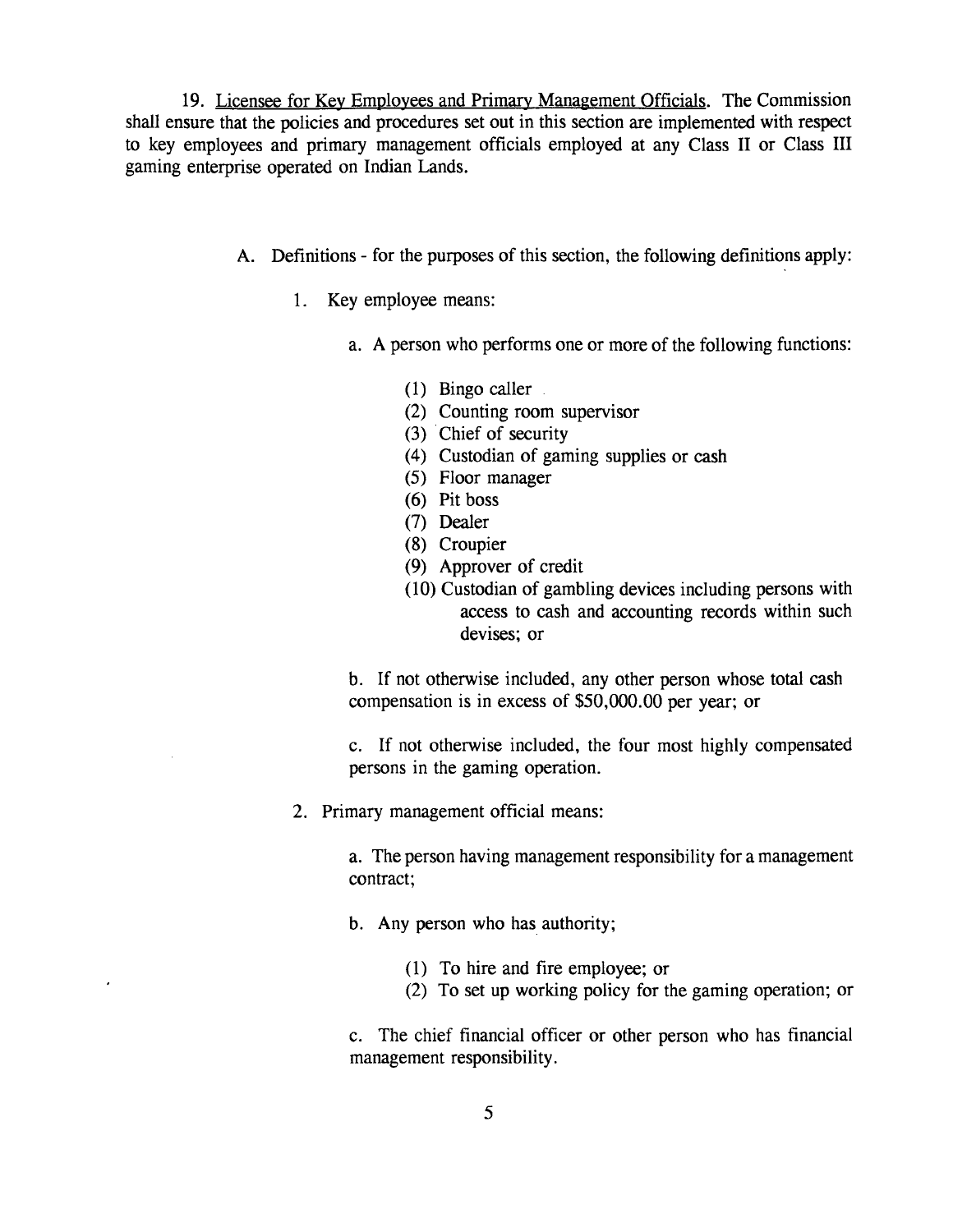19. Licensee for Key Employees and Primary Management Officials. The Commission shall ensure that the policies and procedures set out in this section are implemented with respect to key employees and primary management officials employed at any Class II or Class III gaming enterprise operated on Indian Lands.

A. Definitions - for the purposes of this section, the following definitions apply:

1. Key employee means:

   a. A person who performs one or more of the following functions:

      (1) Bingo caller
      (2) Counting room supervisor
      (3) Chief of security
      (4) Custodian of gaming supplies or cash
      (5) Floor manager
      (6) Pit boss
      (7) Dealer
      (8) Croupier
      (9) Approver of credit
      (10) Custodian of gambling devices including persons with access to cash and accounting records within such devises; or

   b. If not otherwise included, any other person whose total cash compensation is in excess of $50,000.00 per year; or

   c. If not otherwise included, the four most highly compensated persons in the gaming operation.

2. Primary management official means:

   a. The person having management responsibility for a management contract;

   b. Any person who has authority;

      (1) To hire and fire employee; or
      (2) To set up working policy for the gaming operation; or

   c. The chief financial officer or other person who has financial management responsibility.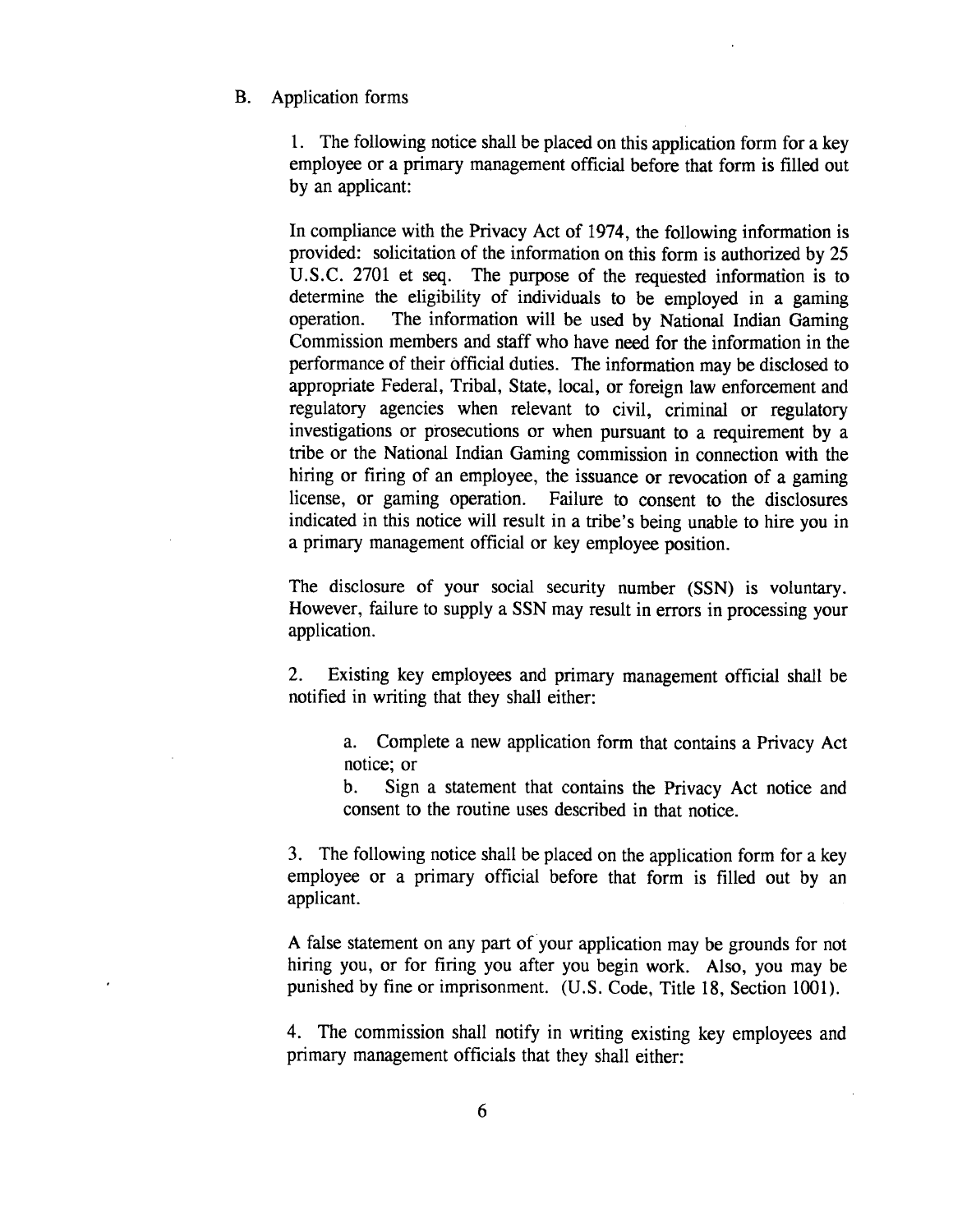B. Application forms

1. The following notice shall be placed on this application form for a key employee or a primary management official before that form is filled out by an applicant:

In compliance with the Privacy Act of 1974, the following information is provided: solicitation of the information on this form is authorized by 25 U.S.C. 2701 et seq. The purpose of the requested information is to determine the eligibility of individuals to be employed in a gaming operation. The information will be used by National Indian Gaming Commission members and staff who have need for the information in the performance of their official duties. The information may be disclosed to appropriate Federal, Tribal, State, local, or foreign law enforcement and regulatory agencies when relevant to civil, criminal or regulatory investigations or prosecutions or when pursuant to a requirement by a tribe or the National Indian Gaming commission in connection with the hiring or firing of an employee, the issuance or revocation of a gaming license, or gaming operation. Failure to consent to the disclosures indicated in this notice will result in a tribe's being unable to hire you in a primary management official or key employee position.

The disclosure of your social security number (SSN) is voluntary. However, failure to supply a SSN may result in errors in processing your application.

2. Existing key employees and primary management official shall be notified in writing that they shall either:

a. Complete a new application form that contains a Privacy Act notice; or

b. Sign a statement that contains the Privacy Act notice and consent to the routine uses described in that notice.

3. The following notice shall be placed on the application form for a key employee or a primary official before that form is filled out by an applicant.

A false statement on any part of your application may be grounds for not hiring you, or for firing you after you begin work. Also, you may be punished by fine or imprisonment. (U.S. Code, Title 18, Section 1001).

4. The commission shall notify in writing existing key employees and primary management officials that they shall either: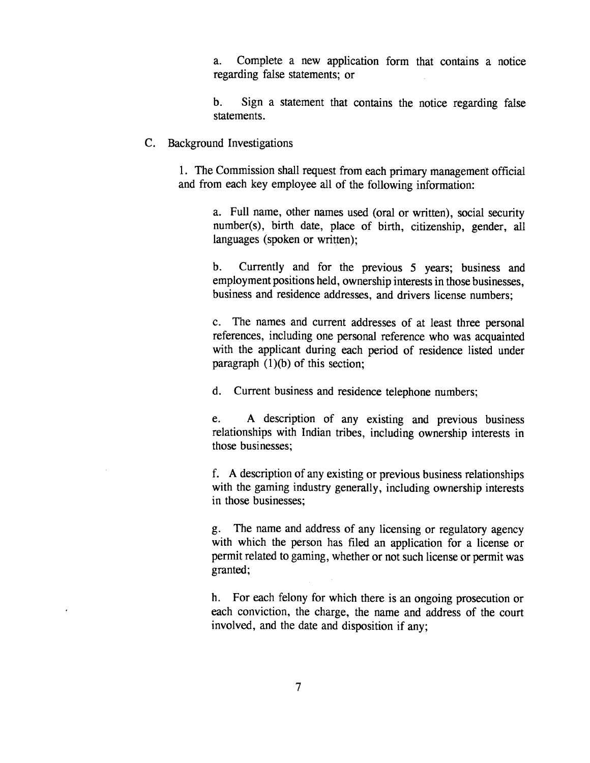a. Complete a new application form that contains a notice regarding false statements; or

b. Sign a statement that contains the notice regarding false statements.

C. Background Investigations

1. The Commission shall request from each primary management official and from each key employee all of the following information:

a. Full name, other names used (oral or written), social security number(s), birth date, place of birth, citizenship, gender, all languages (spoken or written);

b. Currently and for the previous 5 years; business and employment positions held, ownership interests in those businesses, business and residence addresses, and drivers license numbers;

c. The names and current addresses of at least three personal references, including one personal reference who was acquainted with the applicant during each period of residence listed under paragraph (1)(b) of this section;

d. Current business and residence telephone numbers;

e. A description of any existing and previous business relationships with Indian tribes, including ownership interests in those businesses;

f. A description of any existing or previous business relationships with the gaming industry generally, including ownership interests in those businesses;

g. The name and address of any licensing or regulatory agency with which the person has filed an application for a license or permit related to gaming, whether or not such license or permit was granted;

h. For each felony for which there is an ongoing prosecution or each conviction, the charge, the name and address of the court involved, and the date and disposition if any;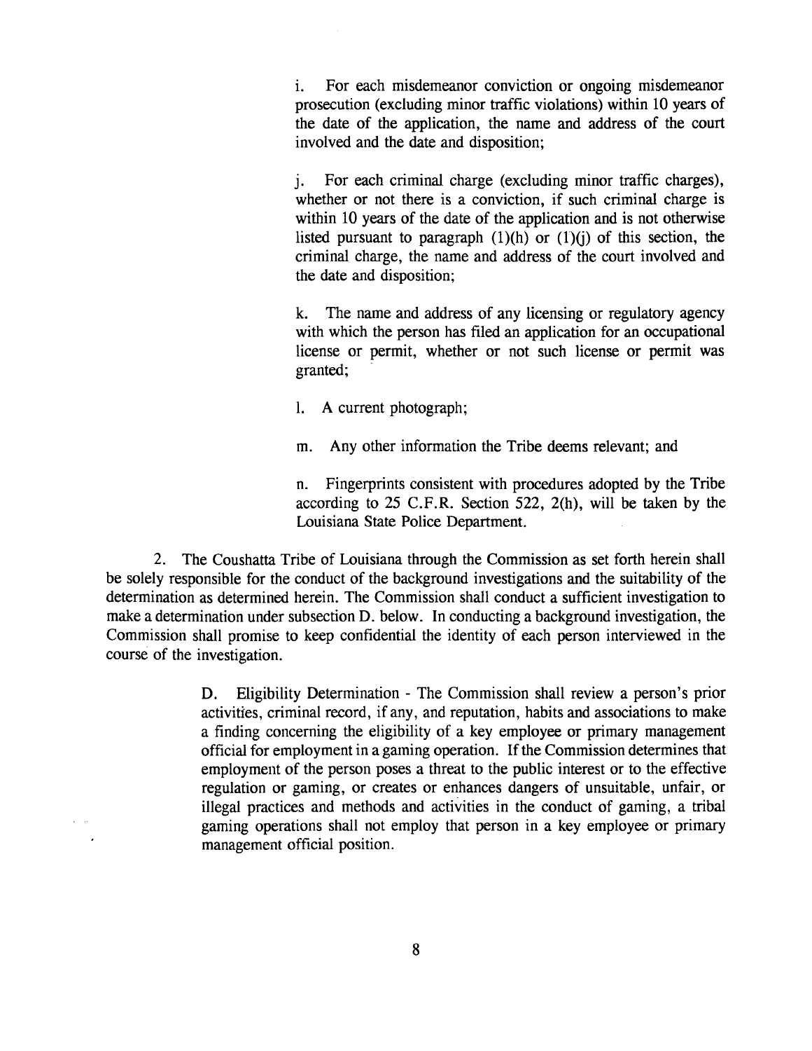i. For each misdemeanor conviction or ongoing misdemeanor prosecution (excluding minor traffic violations) within 10 years of the date of the application, the name and address of the court involved and the date and disposition;

j. For each criminal charge (excluding minor traffic charges), whether or not there is a conviction, if such criminal charge is within 10 years of the date of the application and is not otherwise listed pursuant to paragraph (1)(h) or (1)(j) of this section, the criminal charge, the name and address of the court involved and the date and disposition;

k. The name and address of any licensing or regulatory agency with which the person has filed an application for an occupational license or permit, whether or not such license or permit was granted;

l. A current photograph;

m. Any other information the Tribe deems relevant; and

n. Fingerprints consistent with procedures adopted by the Tribe according to 25 C.F.R. Section 522, 2(h), will be taken by the Louisiana State Police Department.

2. The Coushatta Tribe of Louisiana through the Commission as set forth herein shall be solely responsible for the conduct of the background investigations and the suitability of the determination as determined herein. The Commission shall conduct a sufficient investigation to make a determination under subsection D. below. In conducting a background investigation, the Commission shall promise to keep confidential the identity of each person interviewed in the course of the investigation.

D. Eligibility Determination - The Commission shall review a person's prior activities, criminal record, if any, and reputation, habits and associations to make a finding concerning the eligibility of a key employee or primary management official for employment in a gaming operation. If the Commission determines that employment of the person poses a threat to the public interest or to the effective regulation or gaming, or creates or enhances dangers of unsuitable, unfair, or illegal practices and methods and activities in the conduct of gaming, a tribal gaming operations shall not employ that person in a key employee or primary management official position.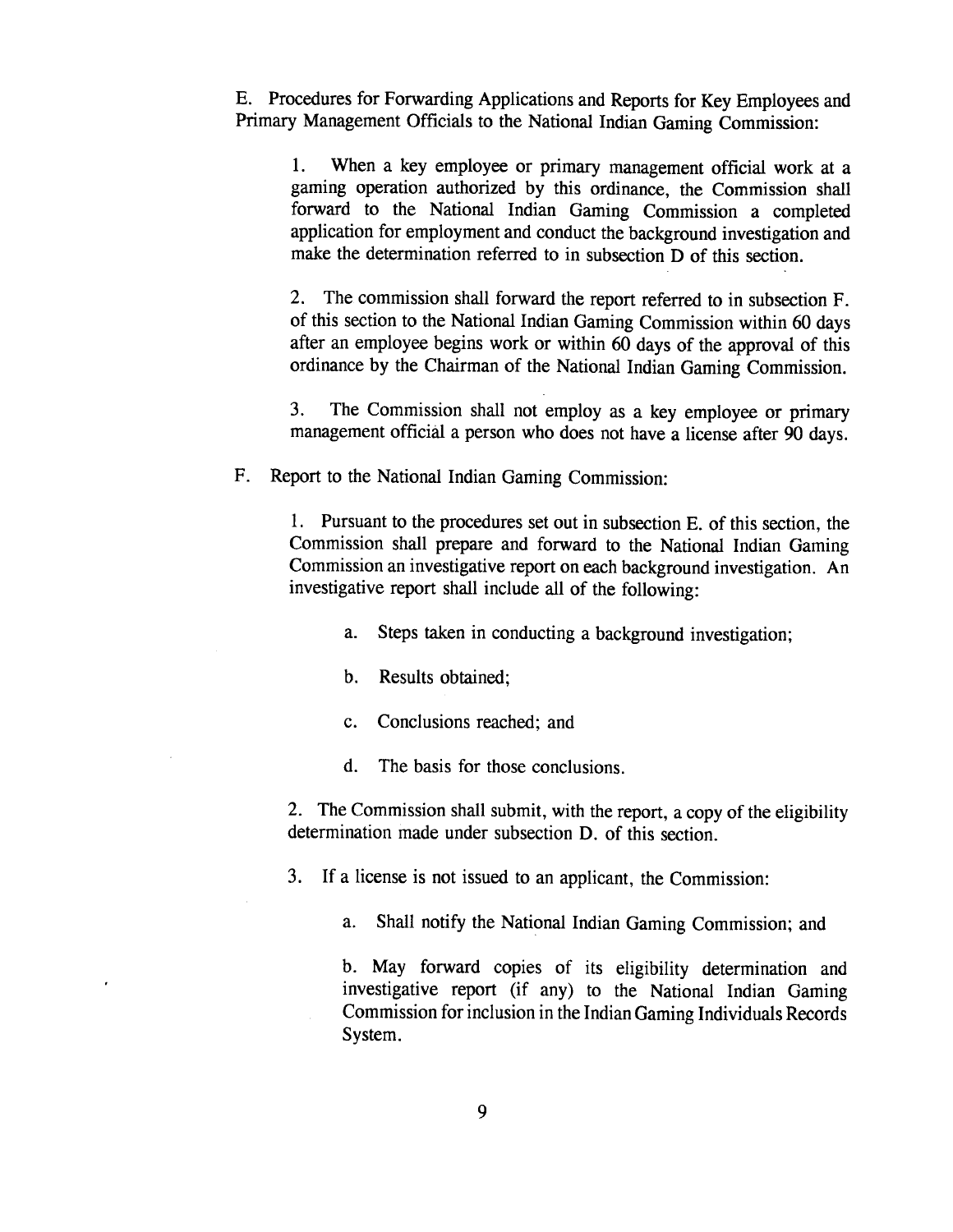E. Procedures for Forwarding Applications and Reports for Key Employees and Primary Management Officials to the National Indian Gaming Commission:

1. When a key employee or primary management official work at a gaming operation authorized by this ordinance, the Commission shall forward to the National Indian Gaming Commission a completed application for employment and conduct the background investigation and make the determination referred to in subsection D of this section.

2. The commission shall forward the report referred to in subsection F. of this section to the National Indian Gaming Commission within 60 days after an employee begins work or within 60 days of the approval of this ordinance by the Chairman of the National Indian Gaming Commission.

3. The Commission shall not employ as a key employee or primary management official a person who does not have a license after 90 days.

F. Report to the National Indian Gaming Commission:

1. Pursuant to the procedures set out in subsection E. of this section, the Commission shall prepare and forward to the National Indian Gaming Commission an investigative report on each background investigation. An investigative report shall include all of the following:

   a. Steps taken in conducting a background investigation;

   b. Results obtained;

   c. Conclusions reached; and

   d. The basis for those conclusions.

2. The Commission shall submit, with the report, a copy of the eligibility determination made under subsection D. of this section.

3. If a license is not issued to an applicant, the Commission:

   a. Shall notify the National Indian Gaming Commission; and

   b. May forward copies of its eligibility determination and investigative report (if any) to the National Indian Gaming Commission for inclusion in the Indian Gaming Individuals Records System.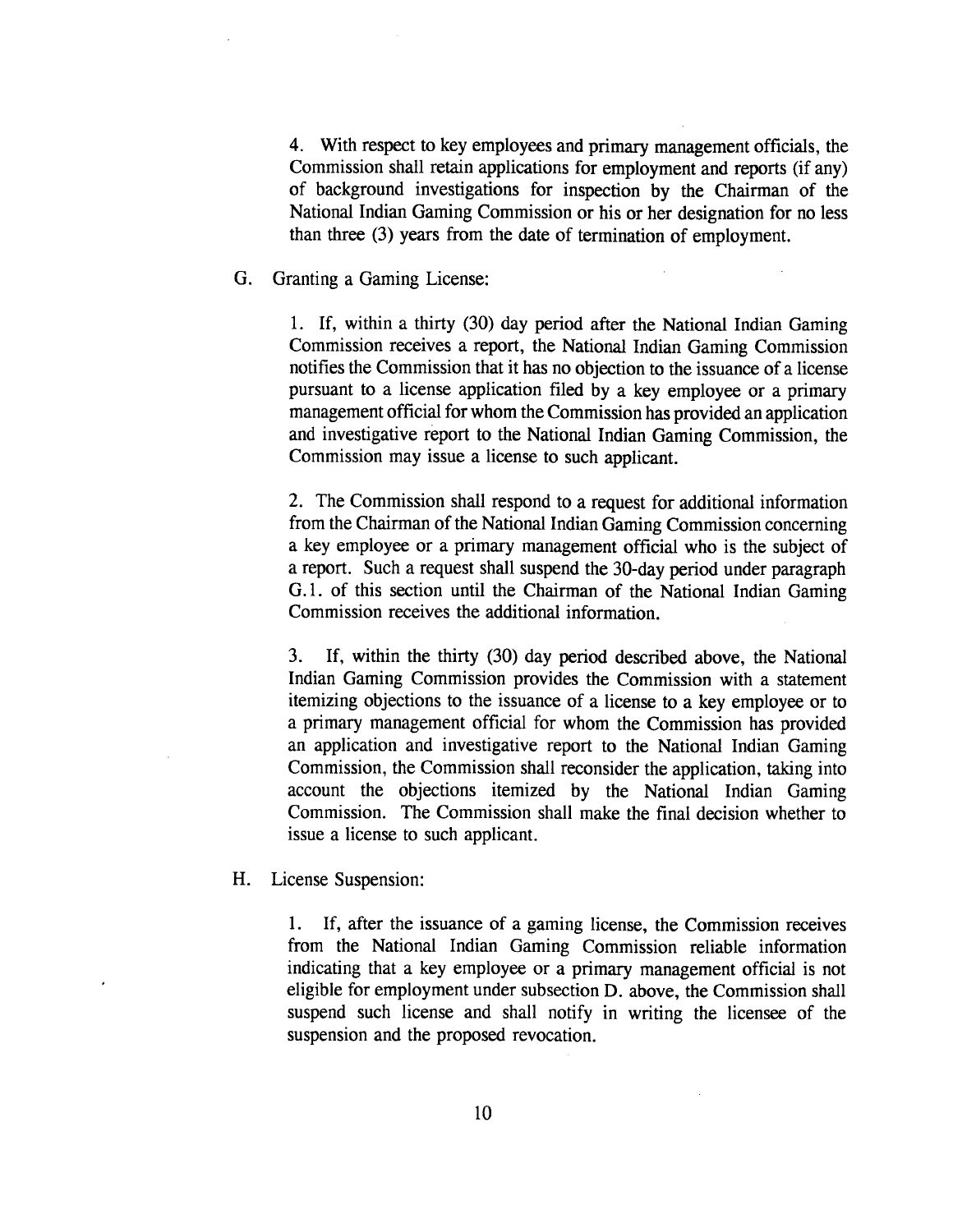4. With respect to key employees and primary management officials, the Commission shall retain applications for employment and reports (if any) of background investigations for inspection by the Chairman of the National Indian Gaming Commission or his or her designation for no less than three (3) years from the date of termination of employment.

G. Granting a Gaming License:

1. If, within a thirty (30) day period after the National Indian Gaming Commission receives a report, the National Indian Gaming Commission notifies the Commission that it has no objection to the issuance of a license pursuant to a license application filed by a key employee or a primary management official for whom the Commission has provided an application and investigative report to the National Indian Gaming Commission, the Commission may issue a license to such applicant.

2. The Commission shall respond to a request for additional information from the Chairman of the National Indian Gaming Commission concerning a key employee or a primary management official who is the subject of a report. Such a request shall suspend the 30-day period under paragraph G.1. of this section until the Chairman of the National Indian Gaming Commission receives the additional information.

3. If, within the thirty (30) day period described above, the National Indian Gaming Commission provides the Commission with a statement itemizing objections to the issuance of a license to a key employee or to a primary management official for whom the Commission has provided an application and investigative report to the National Indian Gaming Commission, the Commission shall reconsider the application, taking into account the objections itemized by the National Indian Gaming Commission. The Commission shall make the final decision whether to issue a license to such applicant.

H. License Suspension:

1. If, after the issuance of a gaming license, the Commission receives from the National Indian Gaming Commission reliable information indicating that a key employee or a primary management official is not eligible for employment under subsection D. above, the Commission shall suspend such license and shall notify in writing the licensee of the suspension and the proposed revocation.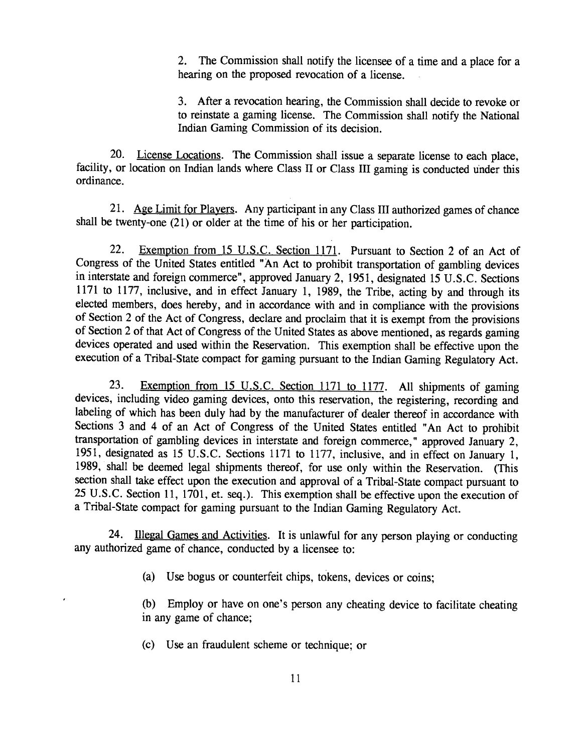2. The Commission shall notify the licensee of a time and a place for a hearing on the proposed revocation of a license.

3. After a revocation hearing, the Commission shall decide to revoke or to reinstate a gaming license. The Commission shall notify the National Indian Gaming Commission of its decision.

20. License Locations. The Commission shall issue a separate license to each place, facility, or location on Indian lands where Class II or Class III gaming is conducted under this ordinance.

21. Age Limit for Players. Any participant in any Class III authorized games of chance shall be twenty-one (21) or older at the time of his or her participation.

22. Exemption from 15 U.S.C. Section 1171. Pursuant to Section 2 of an Act of Congress of the United States entitled "An Act to prohibit transportation of gambling devices in interstate and foreign commerce", approved January 2, 1951, designated 15 U.S.C. Sections 1171 to 1177, inclusive, and in effect January 1, 1989, the Tribe, acting by and through its elected members, does hereby, and in accordance with and in compliance with the provisions of Section 2 of the Act of Congress, declare and proclaim that it is exempt from the provisions of Section 2 of that Act of Congress of the United States as above mentioned, as regards gaming devices operated and used within the Reservation. This exemption shall be effective upon the execution of a Tribal-State compact for gaming pursuant to the Indian Gaming Regulatory Act.

23. Exemption from 15 U.S.C. Section 1171 to 1177. All shipments of gaming devices, including video gaming devices, onto this reservation, the registering, recording and labeling of which has been duly had by the manufacturer of dealer thereof in accordance with Sections 3 and 4 of an Act of Congress of the United States entitled "An Act to prohibit transportation of gambling devices in interstate and foreign commerce," approved January 2, 1951, designated as 15 U.S.C. Sections 1171 to 1177, inclusive, and in effect on January 1, 1989, shall be deemed legal shipments thereof, for use only within the Reservation. (This section shall take effect upon the execution and approval of a Tribal-State compact pursuant to 25 U.S.C. Section 11, 1701, et. seq.). This exemption shall be effective upon the execution of a Tribal-State compact for gaming pursuant to the Indian Gaming Regulatory Act.

24. Illegal Games and Activities. It is unlawful for any person playing or conducting any authorized game of chance, conducted by a licensee to:

(a) Use bogus or counterfeit chips, tokens, devices or coins;

(b) Employ or have on one's person any cheating device to facilitate cheating in any game of chance;

(c) Use an fraudulent scheme or technique; or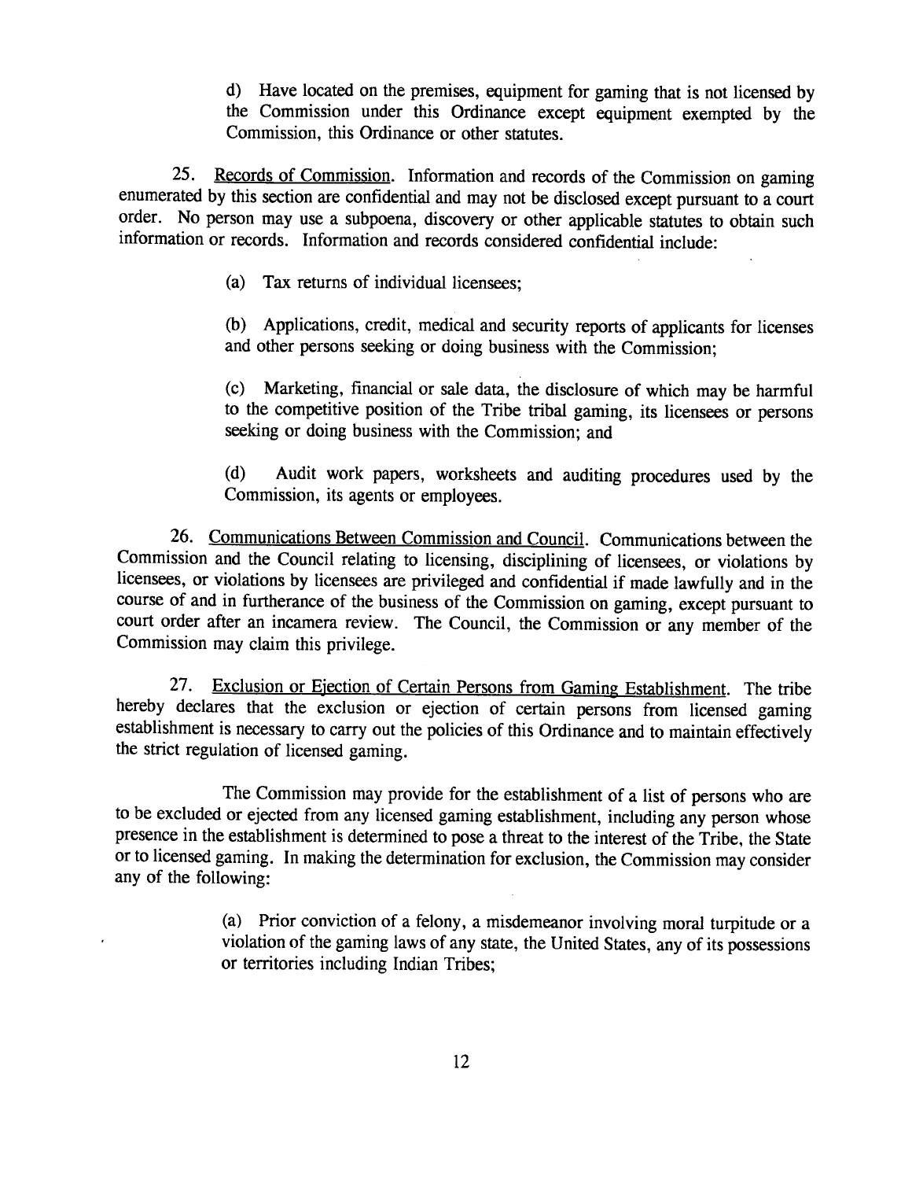d) Have located on the premises, equipment for gaming that is not licensed by the Commission under this Ordinance except equipment exempted by the Commission, this Ordinance or other statutes.

25. Records of Commission. Information and records of the Commission on gaming enumerated by this section are confidential and may not be disclosed except pursuant to a court order. No person may use a subpoena, discovery or other applicable statutes to obtain such information or records. Information and records considered confidential include:

(a) Tax returns of individual licensees;

(b) Applications, credit, medical and security reports of applicants for licenses and other persons seeking or doing business with the Commission;

(c) Marketing, financial or sale data, the disclosure of which may be harmful to the competitive position of the Tribe tribal gaming, its licensees or persons seeking or doing business with the Commission; and

(d) Audit work papers, worksheets and auditing procedures used by the Commission, its agents or employees.

26. Communications Between Commission and Council. Communications between the Commission and the Council relating to licensing, disciplining of licensees, or violations by licensees, or violations by licensees are privileged and confidential if made lawfully and in the course of and in furtherance of the business of the Commission on gaming, except pursuant to court order after an incamera review. The Council, the Commission or any member of the Commission may claim this privilege.

27. Exclusion or Ejection of Certain Persons from Gaming Establishment. The tribe hereby declares that the exclusion or ejection of certain persons from licensed gaming establishment is necessary to carry out the policies of this Ordinance and to maintain effectively the strict regulation of licensed gaming.

The Commission may provide for the establishment of a list of persons who are to be excluded or ejected from any licensed gaming establishment, including any person whose presence in the establishment is determined to pose a threat to the interest of the Tribe, the State or to licensed gaming. In making the determination for exclusion, the Commission may consider any of the following:

(a) Prior conviction of a felony, a misdemeanor involving moral turpitude or a violation of the gaming laws of any state, the United States, any of its possessions or territories including Indian Tribes;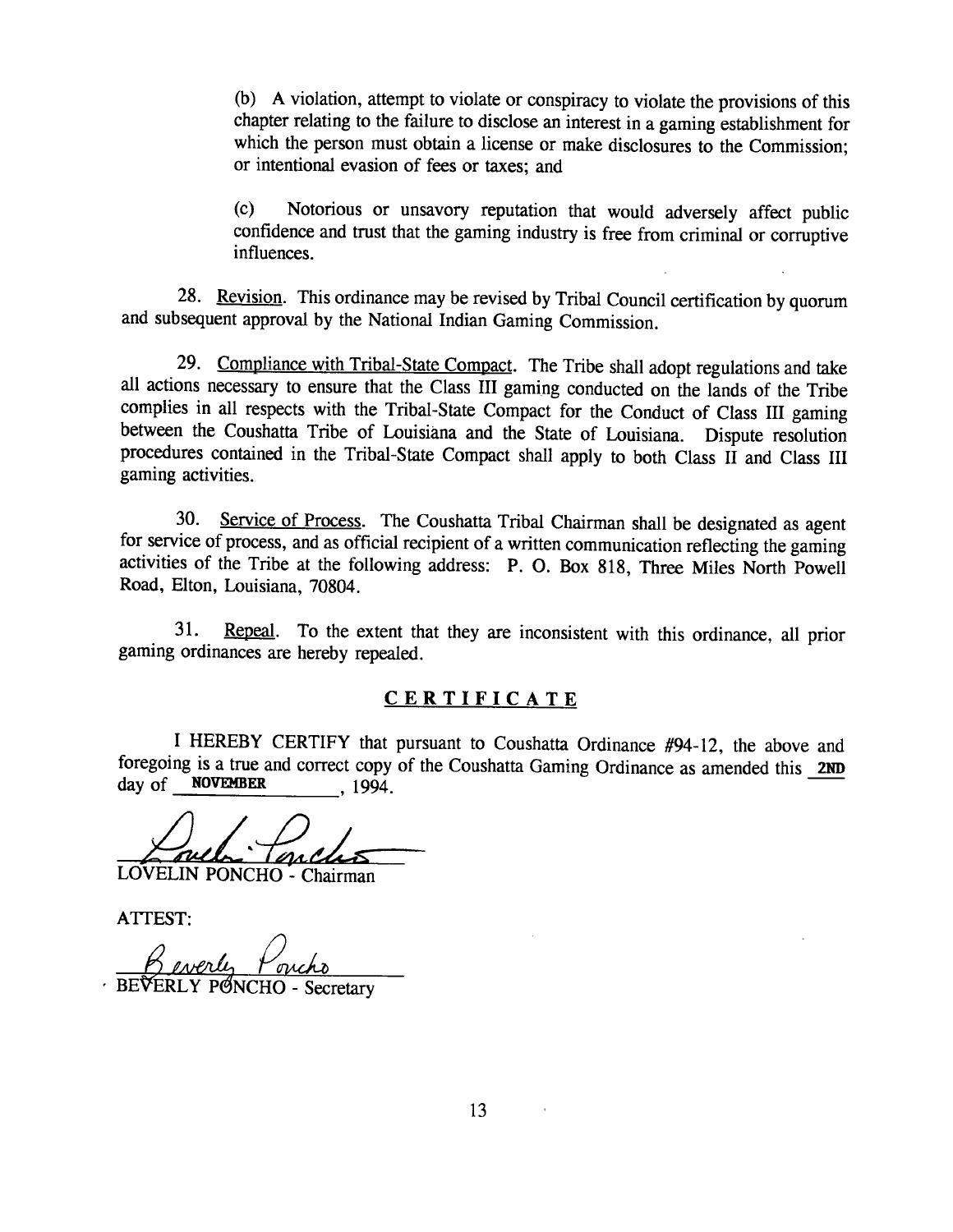(b) A violation, attempt to violate or conspiracy to violate the provisions of this chapter relating to the failure to disclose an interest in a gaming establishment for which the person must obtain a license or make disclosures to the Commission; or intentional evasion of fees or taxes; and

(c) Notorious or unsavory reputation that would adversely affect public confidence and trust that the gaming industry is free from criminal or corruptive influences.

28. Revision. This ordinance may be revised by Tribal Council certification by quorum and subsequent approval by the National Indian Gaming Commission.

29. Compliance with Tribal-State Compact. The Tribe shall adopt regulations and take all actions necessary to ensure that the Class III gaming conducted on the lands of the Tribe complies in all respects with the Tribal-State Compact for the Conduct of Class III gaming between the Coushatta Tribe of Louisiana and the State of Louisiana. Dispute resolution procedures contained in the Tribal-State Compact shall apply to both Class II and Class III gaming activities.

30. Service of Process. The Coushatta Tribal Chairman shall be designated as agent for service of process, and as official recipient of a written communication reflecting the gaming activities of the Tribe at the following address: P. O. Box 818, Three Miles North Powell Road, Elton, Louisiana, 70804.

31. Repeal. To the extent that they are inconsistent with this ordinance, all prior gaming ordinances are hereby repealed.

## CERTIFICATE

I HEREBY CERTIFY that pursuant to Coushatta Ordinance #94-12, the above and foregoing is a true and correct copy of the Coushatta Gaming Ordinance as amended this 2ND day of NOVEMBER, 1994.

Lovelin Poncho

LOVELIN PONCHO - Chairman

ATTEST:

Beverly Poncho

BEVERLY PONCHO - Secretary